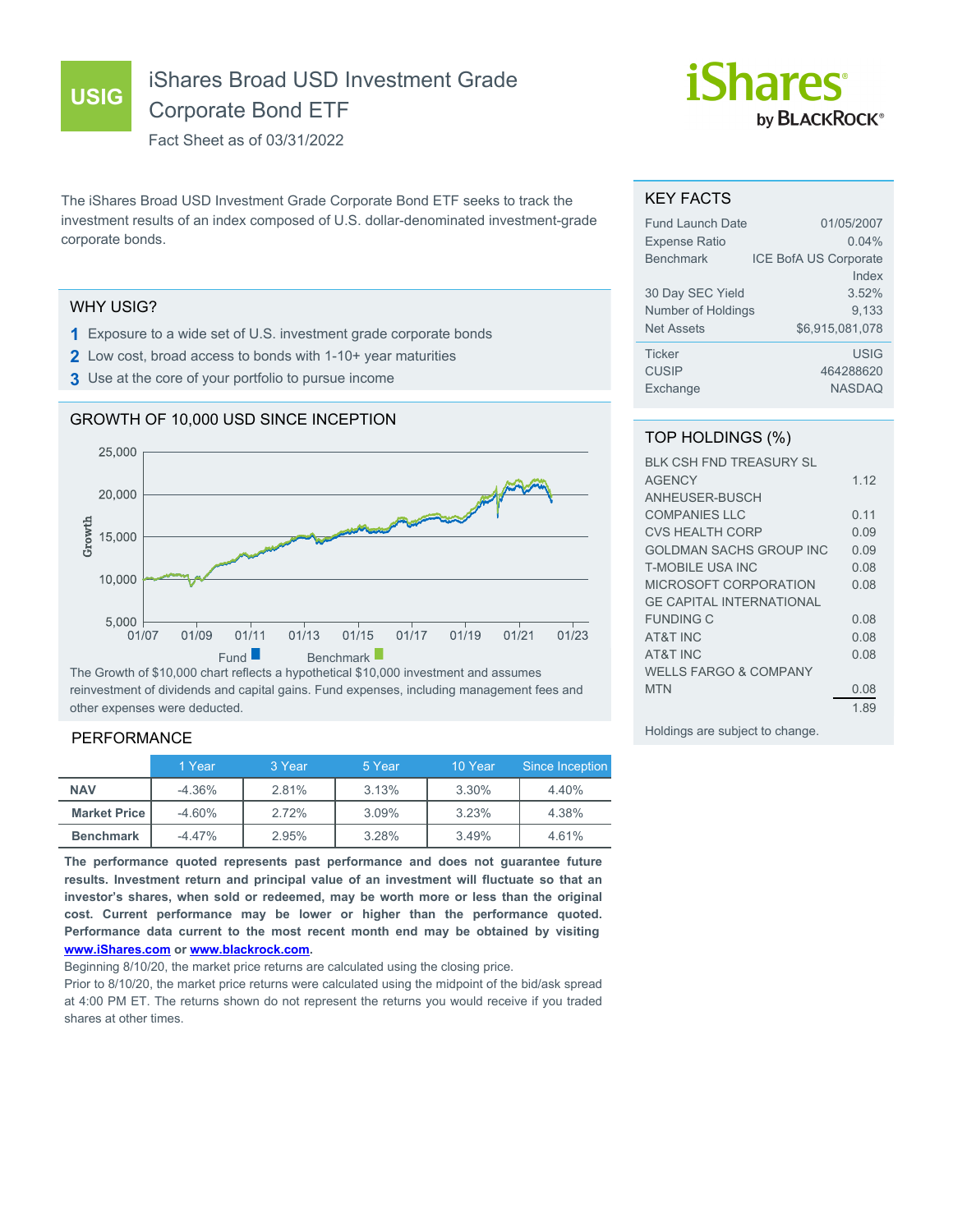# USIG iShares Broad USD Investment Grade Corporate Bond ETF

Fact Sheet as of 03/31/2022

iShares by BlackRock

The iShares Broad USD Investment Grade Corporate Bond ETF seeks to track the investment results of an index composed of U.S. dollar-denominated investment-grade corporate bonds.

## WHY USIG?

1. Exposure to a wide set of U.S. investment grade corporate bonds
2. Low cost, broad access to bonds with 1-10+ year maturities
3. Use at the core of your portfolio to pursue income

## GROWTH OF 10,000 USD SINCE INCEPTION

The Growth of $10,000 chart reflects a hypothetical $10,000 investment and assumes reinvestment of dividends and capital gains. Fund expenses, including management fees and other expenses were deducted.

## PERFORMANCE

| | 1 Year | 3 Year | 5 Year | 10 Year | Since Inception |
|---|---|---|---|---|---|
| **NAV** | -4.36% | 2.81% | 3.13% | 3.30% | 4.40% |
| **Market Price** | -4.60% | 2.72% | 3.09% | 3.23% | 4.38% |
| **Benchmark** | -4.47% | 2.95% | 3.28% | 3.49% | 4.61% |

**The performance quoted represents past performance and does not guarantee future results. Investment return and principal value of an investment will fluctuate so that an investor's shares, when sold or redeemed, may be worth more or less than the original cost. Current performance may be lower or higher than the performance quoted. Performance data current to the most recent month end may be obtained by visiting www.iShares.com or www.blackrock.com.**

Beginning 8/10/20, the market price returns are calculated using the closing price.

Prior to 8/10/20, the market price returns were calculated using the midpoint of the bid/ask spread at 4:00 PM ET. The returns shown do not represent the returns you would receive if you traded shares at other times.

## KEY FACTS

| | |
|---|---|
| Fund Launch Date | 01/05/2007 |
| Expense Ratio | 0.04% |
| Benchmark | ICE BofA US Corporate Index |
| 30 Day SEC Yield | 3.52% |
| Number of Holdings | 9,133 |
| Net Assets | $6,915,081,078 |
| Ticker | USIG |
| CUSIP | 464288620 |
| Exchange | NASDAQ |

## TOP HOLDINGS (%)

| | |
|---|---|
| BLK CSH FND TREASURY SL AGENCY | 1.12 |
| ANHEUSER-BUSCH COMPANIES LLC | 0.11 |
| CVS HEALTH CORP | 0.09 |
| GOLDMAN SACHS GROUP INC | 0.09 |
| T-MOBILE USA INC | 0.08 |
| MICROSOFT CORPORATION | 0.08 |
| GE CAPITAL INTERNATIONAL FUNDING C | 0.08 |
| AT&T INC | 0.08 |
| AT&T INC | 0.08 |
| WELLS FARGO & COMPANY MTN | 0.08 |
| | 1.89 |

Holdings are subject to change.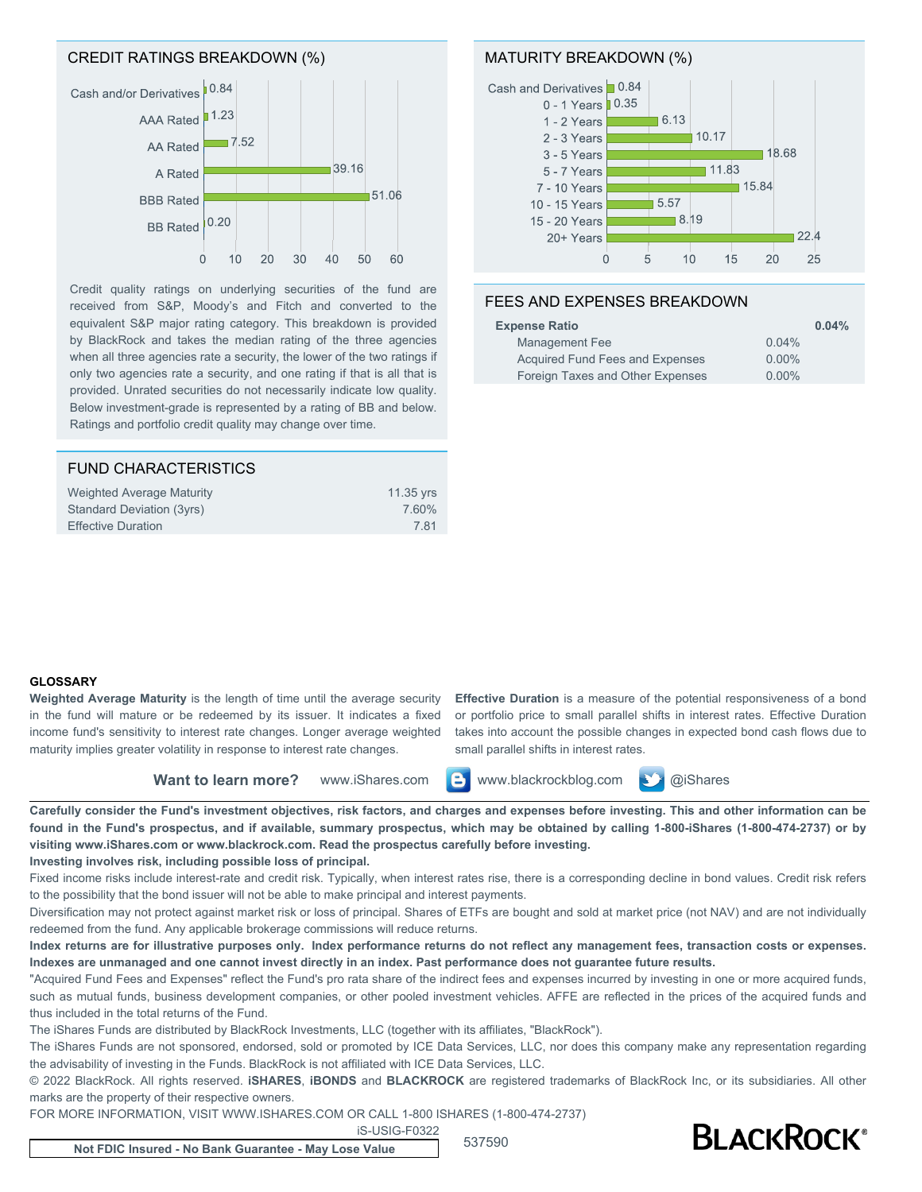## CREDIT RATINGS BREAKDOWN (%)

| Rating | % |
|---|---|
| Cash and/or Derivatives | 0.84 |
| AAA Rated | 1.23 |
| AA Rated | 7.52 |
| A Rated | 39.16 |
| BBB Rated | 51.06 |
| BB Rated | 0.20 |

Credit quality ratings on underlying securities of the fund are received from S&P, Moody's and Fitch and converted to the equivalent S&P major rating category. This breakdown is provided by BlackRock and takes the median rating of the three agencies when all three agencies rate a security, the lower of the two ratings if only two agencies rate a security, and one rating if that is all that is provided. Unrated securities do not necessarily indicate low quality. Below investment-grade is represented by a rating of BB and below. Ratings and portfolio credit quality may change over time.

## FUND CHARACTERISTICS

| | |
|---|---|
| Weighted Average Maturity | 11.35 yrs |
| Standard Deviation (3yrs) | 7.60% |
| Effective Duration | 7.81 |

## MATURITY BREAKDOWN (%)

| Maturity | % |
|---|---|
| Cash and Derivatives | 0.84 |
| 0 - 1 Years | 0.35 |
| 1 - 2 Years | 6.13 |
| 2 - 3 Years | 10.17 |
| 3 - 5 Years | 18.68 |
| 5 - 7 Years | 11.83 |
| 7 - 10 Years | 15.84 |
| 10 - 15 Years | 5.57 |
| 15 - 20 Years | 8.19 |
| 20+ Years | 22.4 |

## FEES AND EXPENSES BREAKDOWN

| | | |
|---|---|---|
| **Expense Ratio** | | **0.04%** |
| Management Fee | 0.04% | |
| Acquired Fund Fees and Expenses | 0.00% | |
| Foreign Taxes and Other Expenses | 0.00% | |

**GLOSSARY**

**Weighted Average Maturity** is the length of time until the average security in the fund will mature or be redeemed by its issuer. It indicates a fixed income fund's sensitivity to interest rate changes. Longer average weighted maturity implies greater volatility in response to interest rate changes.

**Effective Duration** is a measure of the potential responsiveness of a bond or portfolio price to small parallel shifts in interest rates. Effective Duration takes into account the possible changes in expected bond cash flows due to small parallel shifts in interest rates.

**Want to learn more?** www.iShares.com www.blackrockblog.com @iShares

**Carefully consider the Fund's investment objectives, risk factors, and charges and expenses before investing. This and other information can be found in the Fund's prospectus, and if available, summary prospectus, which may be obtained by calling 1-800-iShares (1-800-474-2737) or by visiting www.iShares.com or www.blackrock.com. Read the prospectus carefully before investing.**

**Investing involves risk, including possible loss of principal.**

Fixed income risks include interest-rate and credit risk. Typically, when interest rates rise, there is a corresponding decline in bond values. Credit risk refers to the possibility that the bond issuer will not be able to make principal and interest payments.

Diversification may not protect against market risk or loss of principal. Shares of ETFs are bought and sold at market price (not NAV) and are not individually redeemed from the fund. Any applicable brokerage commissions will reduce returns.

**Index returns are for illustrative purposes only. Index performance returns do not reflect any management fees, transaction costs or expenses. Indexes are unmanaged and one cannot invest directly in an index. Past performance does not guarantee future results.**

"Acquired Fund Fees and Expenses" reflect the Fund's pro rata share of the indirect fees and expenses incurred by investing in one or more acquired funds, such as mutual funds, business development companies, or other pooled investment vehicles. AFFE are reflected in the prices of the acquired funds and thus included in the total returns of the Fund.

The iShares Funds are distributed by BlackRock Investments, LLC (together with its affiliates, "BlackRock").

The iShares Funds are not sponsored, endorsed, sold or promoted by ICE Data Services, LLC, nor does this company make any representation regarding the advisability of investing in the Funds. BlackRock is not affiliated with ICE Data Services, LLC.

© 2022 BlackRock. All rights reserved. **iSHARES**, **iBONDS** and **BLACKROCK** are registered trademarks of BlackRock Inc, or its subsidiaries. All other marks are the property of their respective owners.

FOR MORE INFORMATION, VISIT WWW.ISHARES.COM OR CALL 1-800 ISHARES (1-800-474-2737)

iS-USIG-F0322

537590

**Not FDIC Insured - No Bank Guarantee - May Lose Value**

BLACKROCK®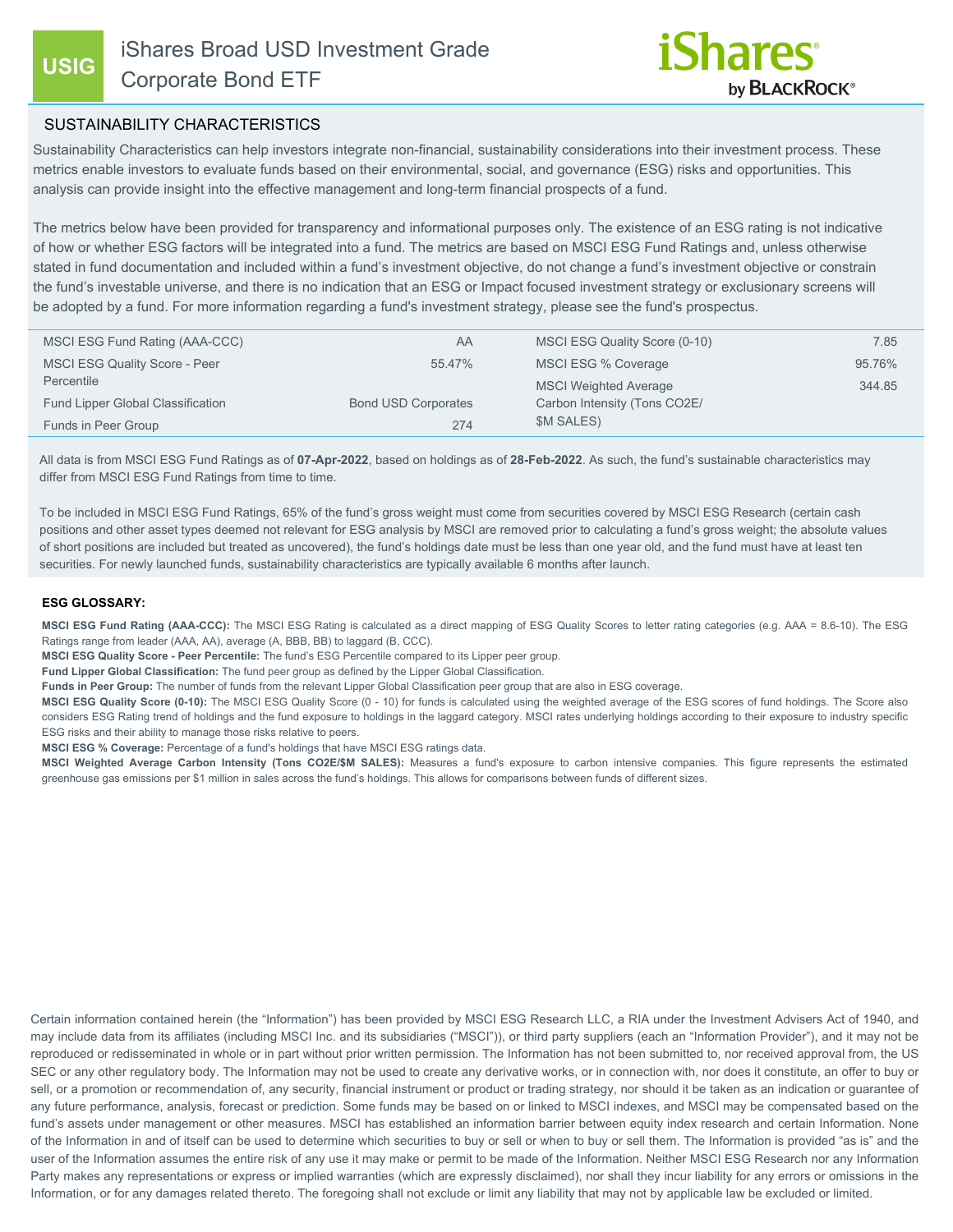USIG iShares Broad USD Investment Grade Corporate Bond ETF

iShares by BlackRock

## SUSTAINABILITY CHARACTERISTICS

Sustainability Characteristics can help investors integrate non-financial, sustainability considerations into their investment process. These metrics enable investors to evaluate funds based on their environmental, social, and governance (ESG) risks and opportunities. This analysis can provide insight into the effective management and long-term financial prospects of a fund.

The metrics below have been provided for transparency and informational purposes only. The existence of an ESG rating is not indicative of how or whether ESG factors will be integrated into a fund. The metrics are based on MSCI ESG Fund Ratings and, unless otherwise stated in fund documentation and included within a fund's investment objective, do not change a fund's investment objective or constrain the fund's investable universe, and there is no indication that an ESG or Impact focused investment strategy or exclusionary screens will be adopted by a fund. For more information regarding a fund's investment strategy, please see the fund's prospectus.

| | | | |
|---|---|---|---|
| MSCI ESG Fund Rating (AAA-CCC) | AA | MSCI ESG Quality Score (0-10) | 7.85 |
| MSCI ESG Quality Score - Peer Percentile | 55.47% | MSCI ESG % Coverage | 95.76% |
| Fund Lipper Global Classification | Bond USD Corporates | MSCI Weighted Average Carbon Intensity (Tons CO2E/ $M SALES) | 344.85 |
| Funds in Peer Group | 274 | | |

All data is from MSCI ESG Fund Ratings as of **07-Apr-2022**, based on holdings as of **28-Feb-2022**. As such, the fund's sustainable characteristics may differ from MSCI ESG Fund Ratings from time to time.

To be included in MSCI ESG Fund Ratings, 65% of the fund's gross weight must come from securities covered by MSCI ESG Research (certain cash positions and other asset types deemed not relevant for ESG analysis by MSCI are removed prior to calculating a fund's gross weight; the absolute values of short positions are included but treated as uncovered), the fund's holdings date must be less than one year old, and the fund must have at least ten securities. For newly launched funds, sustainability characteristics are typically available 6 months after launch.

### ESG GLOSSARY:

**MSCI ESG Fund Rating (AAA-CCC):** The MSCI ESG Rating is calculated as a direct mapping of ESG Quality Scores to letter rating categories (e.g. AAA = 8.6-10). The ESG Ratings range from leader (AAA, AA), average (A, BBB, BB) to laggard (B, CCC).

**MSCI ESG Quality Score - Peer Percentile:** The fund's ESG Percentile compared to its Lipper peer group.

**Fund Lipper Global Classification:** The fund peer group as defined by the Lipper Global Classification.

**Funds in Peer Group:** The number of funds from the relevant Lipper Global Classification peer group that are also in ESG coverage.

**MSCI ESG Quality Score (0-10):** The MSCI ESG Quality Score (0 - 10) for funds is calculated using the weighted average of the ESG scores of fund holdings. The Score also considers ESG Rating trend of holdings and the fund exposure to holdings in the laggard category. MSCI rates underlying holdings according to their exposure to industry specific ESG risks and their ability to manage those risks relative to peers.

**MSCI ESG % Coverage:** Percentage of a fund's holdings that have MSCI ESG ratings data.

**MSCI Weighted Average Carbon Intensity (Tons CO2E/$M SALES):** Measures a fund's exposure to carbon intensive companies. This figure represents the estimated greenhouse gas emissions per $1 million in sales across the fund's holdings. This allows for comparisons between funds of different sizes.

Certain information contained herein (the "Information") has been provided by MSCI ESG Research LLC, a RIA under the Investment Advisers Act of 1940, and may include data from its affiliates (including MSCI Inc. and its subsidiaries ("MSCI")), or third party suppliers (each an "Information Provider"), and it may not be reproduced or redisseminated in whole or in part without prior written permission. The Information has not been submitted to, nor received approval from, the US SEC or any other regulatory body. The Information may not be used to create any derivative works, or in connection with, nor does it constitute, an offer to buy or sell, or a promotion or recommendation of, any security, financial instrument or product or trading strategy, nor should it be taken as an indication or guarantee of any future performance, analysis, forecast or prediction. Some funds may be based on or linked to MSCI indexes, and MSCI may be compensated based on the fund's assets under management or other measures. MSCI has established an information barrier between equity index research and certain Information. None of the Information in and of itself can be used to determine which securities to buy or sell or when to buy or sell them. The Information is provided "as is" and the user of the Information assumes the entire risk of any use it may make or permit to be made of the Information. Neither MSCI ESG Research nor any Information Party makes any representations or express or implied warranties (which are expressly disclaimed), nor shall they incur liability for any errors or omissions in the Information, or for any damages related thereto. The foregoing shall not exclude or limit any liability that may not by applicable law be excluded or limited.